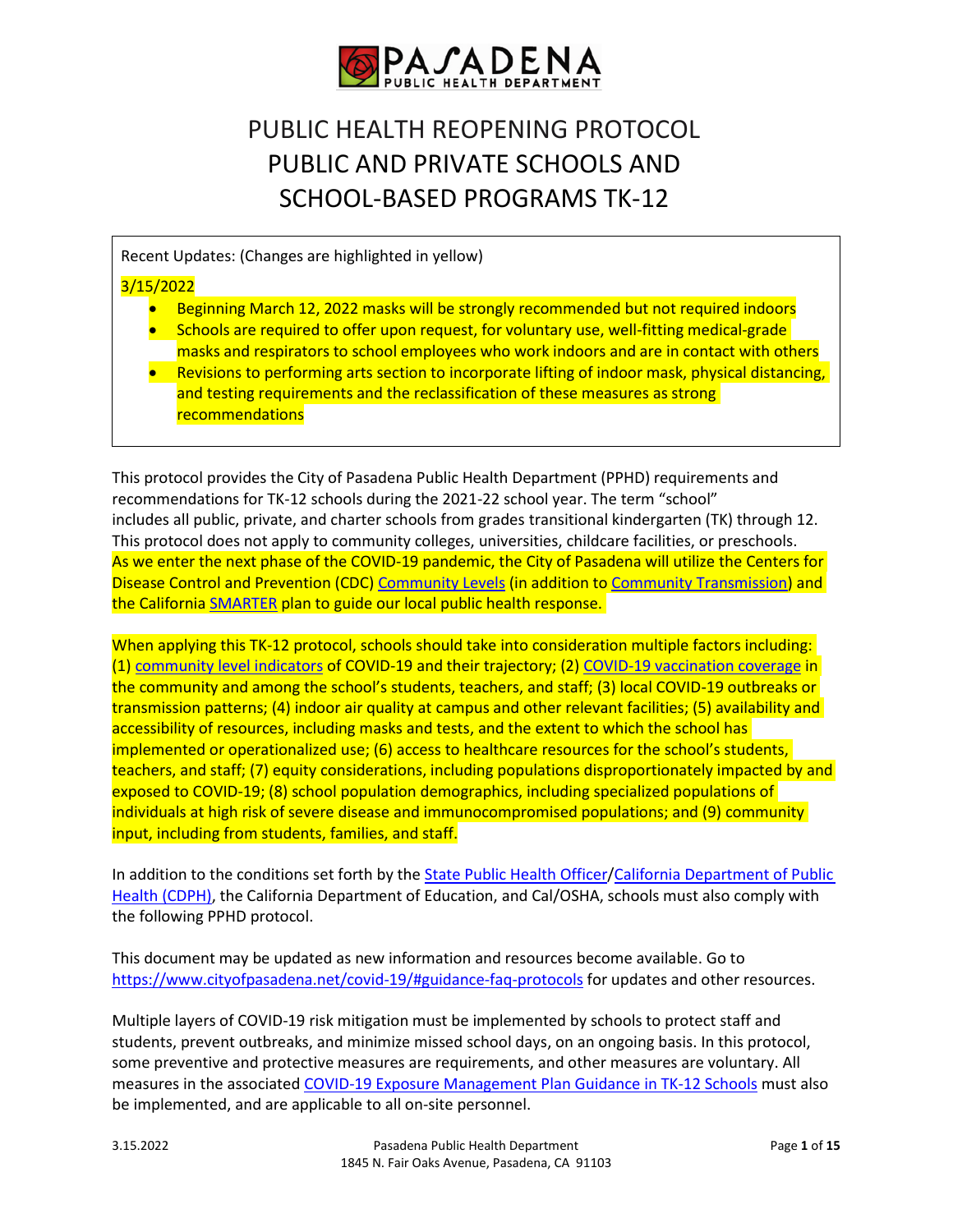PASADENA PUBLIC HEALTH DEPARTMENT

# PUBLIC HEALTH REOPENING PROTOCOL PUBLIC AND PRIVATE SCHOOLS AND SCHOOL-BASED PROGRAMS TK-12

Recent Updates: (Changes are highlighted in yellow)

3/15/2022

- Beginning March 12, 2022 masks will be strongly recommended but not required indoors
- Schools are required to offer upon request, for voluntary use, well-fitting medical-grade masks and respirators to school employees who work indoors and are in contact with others
- Revisions to performing arts section to incorporate lifting of indoor mask, physical distancing, and testing requirements and the reclassification of these measures as strong recommendations

This protocol provides the City of Pasadena Public Health Department (PPHD) requirements and recommendations for TK-12 schools during the 2021-22 school year. The term "school" includes all public, private, and charter schools from grades transitional kindergarten (TK) through 12. This protocol does not apply to community colleges, universities, childcare facilities, or preschools. As we enter the next phase of the COVID-19 pandemic, the City of Pasadena will utilize the Centers for Disease Control and Prevention (CDC) Community Levels (in addition to Community Transmission) and the California SMARTER plan to guide our local public health response.

When applying this TK-12 protocol, schools should take into consideration multiple factors including: (1) community level indicators of COVID-19 and their trajectory; (2) COVID-19 vaccination coverage in the community and among the school's students, teachers, and staff; (3) local COVID-19 outbreaks or transmission patterns; (4) indoor air quality at campus and other relevant facilities; (5) availability and accessibility of resources, including masks and tests, and the extent to which the school has implemented or operationalized use; (6) access to healthcare resources for the school's students, teachers, and staff; (7) equity considerations, including populations disproportionately impacted by and exposed to COVID-19; (8) school population demographics, including specialized populations of individuals at high risk of severe disease and immunocompromised populations; and (9) community input, including from students, families, and staff.

In addition to the conditions set forth by the State Public Health Officer/California Department of Public Health (CDPH), the California Department of Education, and Cal/OSHA, schools must also comply with the following PPHD protocol.

This document may be updated as new information and resources become available. Go to https://www.cityofpasadena.net/covid-19/#guidance-faq-protocols for updates and other resources.

Multiple layers of COVID-19 risk mitigation must be implemented by schools to protect staff and students, prevent outbreaks, and minimize missed school days, on an ongoing basis. In this protocol, some preventive and protective measures are requirements, and other measures are voluntary. All measures in the associated COVID-19 Exposure Management Plan Guidance in TK-12 Schools must also be implemented, and are applicable to all on-site personnel.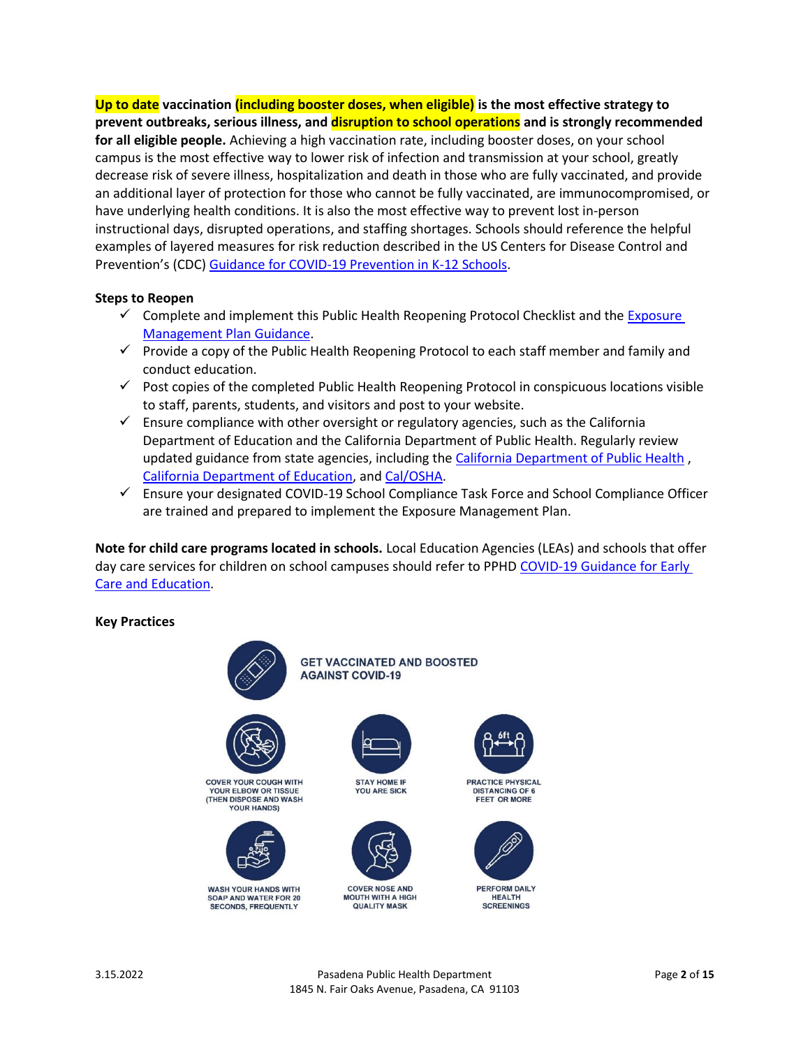**Up to date vaccination (including booster doses, when eligible) is the most effective strategy to prevent outbreaks, serious illness, and disruption to school operations and is strongly recommended for all eligible people.** Achieving a high vaccination rate, including booster doses, on your school campus is the most effective way to lower risk of infection and transmission at your school, greatly decrease risk of severe illness, hospitalization and death in those who are fully vaccinated, and provide an additional layer of protection for those who cannot be fully vaccinated, are immunocompromised, or have underlying health conditions. It is also the most effective way to prevent lost in-person instructional days, disrupted operations, and staffing shortages. Schools should reference the helpful examples of layered measures for risk reduction described in the US Centers for Disease Control and Prevention's (CDC) Guidance for COVID-19 Prevention in K-12 Schools.

**Steps to Reopen**

- ✓ Complete and implement this Public Health Reopening Protocol Checklist and the Exposure Management Plan Guidance.
- ✓ Provide a copy of the Public Health Reopening Protocol to each staff member and family and conduct education.
- ✓ Post copies of the completed Public Health Reopening Protocol in conspicuous locations visible to staff, parents, students, and visitors and post to your website.
- ✓ Ensure compliance with other oversight or regulatory agencies, such as the California Department of Education and the California Department of Public Health. Regularly review updated guidance from state agencies, including the California Department of Public Health , California Department of Education, and Cal/OSHA.
- ✓ Ensure your designated COVID-19 School Compliance Task Force and School Compliance Officer are trained and prepared to implement the Exposure Management Plan.

**Note for child care programs located in schools.** Local Education Agencies (LEAs) and schools that offer day care services for children on school campuses should refer to PPHD COVID-19 Guidance for Early Care and Education.

**Key Practices**

GET VACCINATED AND BOOSTED AGAINST COVID-19

COVER YOUR COUGH WITH YOUR ELBOW OR TISSUE (THEN DISPOSE AND WASH YOUR HANDS)

STAY HOME IF YOU ARE SICK

PRACTICE PHYSICAL DISTANCING OF 6 FEET OR MORE

WASH YOUR HANDS WITH SOAP AND WATER FOR 20 SECONDS, FREQUENTLY

COVER NOSE AND MOUTH WITH A HIGH QUALITY MASK

PERFORM DAILY HEALTH SCREENINGS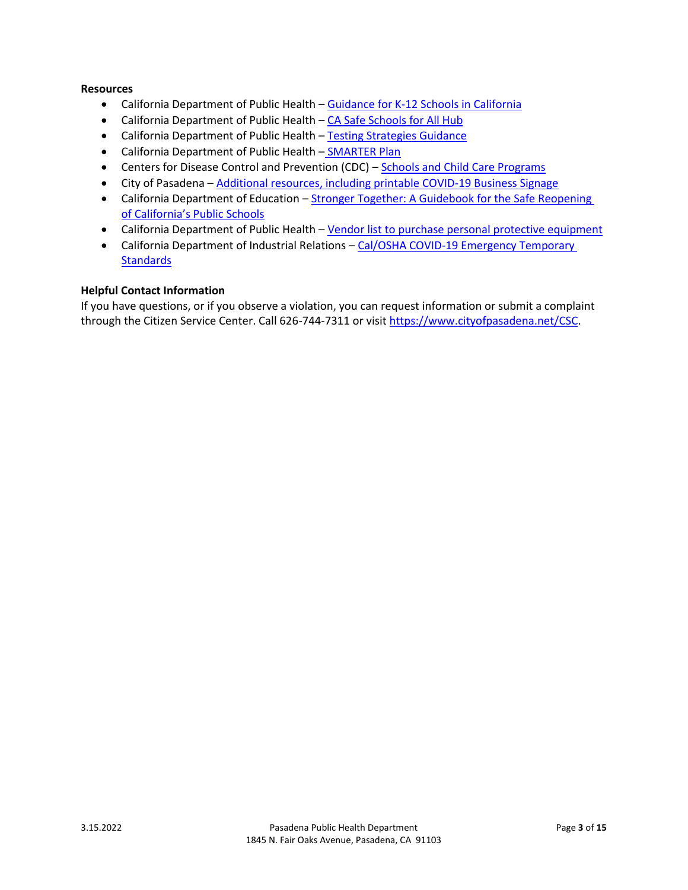**Resources**

- California Department of Public Health – Guidance for K-12 Schools in California
- California Department of Public Health – CA Safe Schools for All Hub
- California Department of Public Health – Testing Strategies Guidance
- California Department of Public Health – SMARTER Plan
- Centers for Disease Control and Prevention (CDC) – Schools and Child Care Programs
- City of Pasadena – Additional resources, including printable COVID-19 Business Signage
- California Department of Education – Stronger Together: A Guidebook for the Safe Reopening of California's Public Schools
- California Department of Public Health – Vendor list to purchase personal protective equipment
- California Department of Industrial Relations – Cal/OSHA COVID-19 Emergency Temporary Standards

**Helpful Contact Information**

If you have questions, or if you observe a violation, you can request information or submit a complaint through the Citizen Service Center. Call 626-744-7311 or visit https://www.cityofpasadena.net/CSC.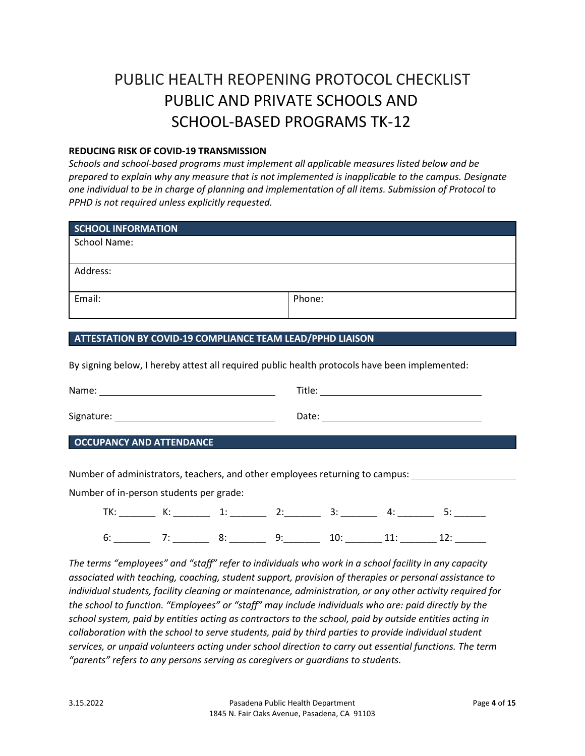# PUBLIC HEALTH REOPENING PROTOCOL CHECKLIST
# PUBLIC AND PRIVATE SCHOOLS AND SCHOOL-BASED PROGRAMS TK-12

**REDUCING RISK OF COVID-19 TRANSMISSION**

*Schools and school-based programs must implement all applicable measures listed below and be prepared to explain why any measure that is not implemented is inapplicable to the campus. Designate one individual to be in charge of planning and implementation of all items. Submission of Protocol to PPHD is not required unless explicitly requested.*

| **SCHOOL INFORMATION** | |
|---|---|
| School Name: | |
| Address: | |
| Email: | Phone: |

## ATTESTATION BY COVID-19 COMPLIANCE TEAM LEAD/PPHD LIAISON

By signing below, I hereby attest all required public health protocols have been implemented:

Name: ______________________________ Title: ______________________________

Signature: ______________________________ Date: ______________________________

## OCCUPANCY AND ATTENDANCE

Number of administrators, teachers, and other employees returning to campus: ____________________

Number of in-person students per grade:

TK: _______ K: _______ 1: _______ 2: _______ 3: _______ 4: _______ 5: _______

6: _______ 7: _______ 8: _______ 9: _______ 10: _______ 11: _______ 12: _______

*The terms "employees" and "staff" refer to individuals who work in a school facility in any capacity associated with teaching, coaching, student support, provision of therapies or personal assistance to individual students, facility cleaning or maintenance, administration, or any other activity required for the school to function. "Employees" or "staff" may include individuals who are: paid directly by the school system, paid by entities acting as contractors to the school, paid by outside entities acting in collaboration with the school to serve students, paid by third parties to provide individual student services, or unpaid volunteers acting under school direction to carry out essential functions. The term "parents" refers to any persons serving as caregivers or guardians to students.*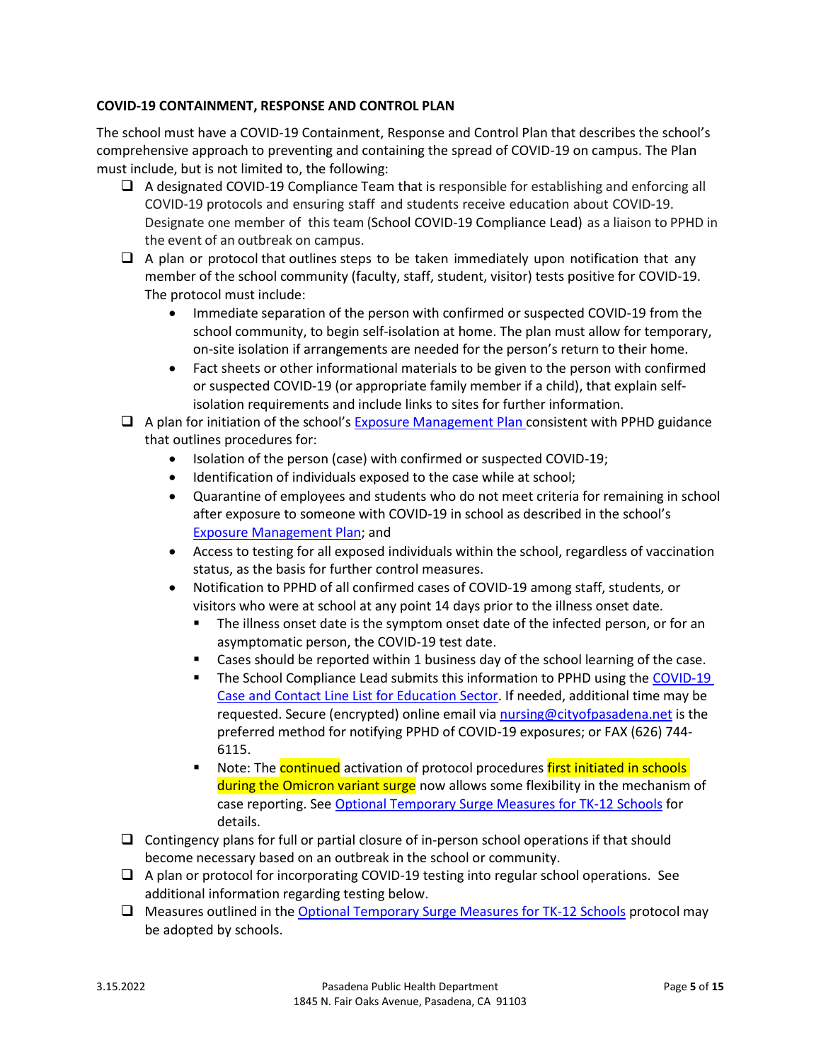**COVID-19 CONTAINMENT, RESPONSE AND CONTROL PLAN**

The school must have a COVID-19 Containment, Response and Control Plan that describes the school's comprehensive approach to preventing and containing the spread of COVID-19 on campus. The Plan must include, but is not limited to, the following:

- ☐ A designated COVID-19 Compliance Team that is responsible for establishing and enforcing all COVID-19 protocols and ensuring staff and students receive education about COVID-19. Designate one member of this team (School COVID-19 Compliance Lead) as a liaison to PPHD in the event of an outbreak on campus.
- ☐ A plan or protocol that outlines steps to be taken immediately upon notification that any member of the school community (faculty, staff, student, visitor) tests positive for COVID-19. The protocol must include:
  - Immediate separation of the person with confirmed or suspected COVID-19 from the school community, to begin self-isolation at home. The plan must allow for temporary, on-site isolation if arrangements are needed for the person's return to their home.
  - Fact sheets or other informational materials to be given to the person with confirmed or suspected COVID-19 (or appropriate family member if a child), that explain self-isolation requirements and include links to sites for further information.
- ☐ A plan for initiation of the school's Exposure Management Plan consistent with PPHD guidance that outlines procedures for:
  - Isolation of the person (case) with confirmed or suspected COVID-19;
  - Identification of individuals exposed to the case while at school;
  - Quarantine of employees and students who do not meet criteria for remaining in school after exposure to someone with COVID-19 in school as described in the school's Exposure Management Plan; and
  - Access to testing for all exposed individuals within the school, regardless of vaccination status, as the basis for further control measures.
  - Notification to PPHD of all confirmed cases of COVID-19 among staff, students, or visitors who were at school at any point 14 days prior to the illness onset date.
    - The illness onset date is the symptom onset date of the infected person, or for an asymptomatic person, the COVID-19 test date.
    - Cases should be reported within 1 business day of the school learning of the case.
    - The School Compliance Lead submits this information to PPHD using the COVID-19 Case and Contact Line List for Education Sector. If needed, additional time may be requested. Secure (encrypted) online email via nursing@cityofpasadena.net is the preferred method for notifying PPHD of COVID-19 exposures; or FAX (626) 744-6115.
    - Note: The continued activation of protocol procedures first initiated in schools during the Omicron variant surge now allows some flexibility in the mechanism of case reporting. See Optional Temporary Surge Measures for TK-12 Schools for details.
- ☐ Contingency plans for full or partial closure of in-person school operations if that should become necessary based on an outbreak in the school or community.
- ☐ A plan or protocol for incorporating COVID-19 testing into regular school operations. See additional information regarding testing below.
- ☐ Measures outlined in the Optional Temporary Surge Measures for TK-12 Schools protocol may be adopted by schools.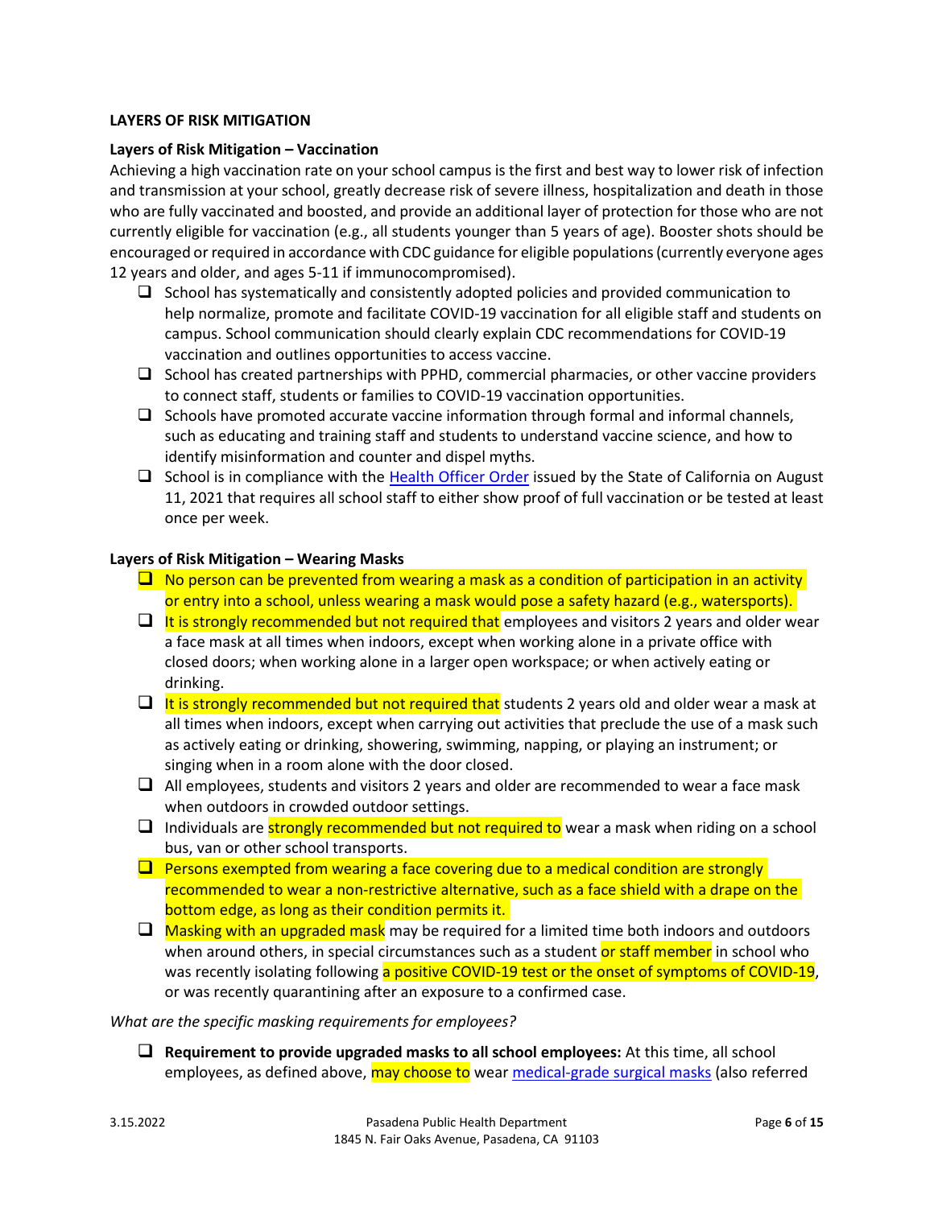**LAYERS OF RISK MITIGATION**

**Layers of Risk Mitigation – Vaccination**

Achieving a high vaccination rate on your school campus is the first and best way to lower risk of infection and transmission at your school, greatly decrease risk of severe illness, hospitalization and death in those who are fully vaccinated and boosted, and provide an additional layer of protection for those who are not currently eligible for vaccination (e.g., all students younger than 5 years of age). Booster shots should be encouraged or required in accordance with CDC guidance for eligible populations (currently everyone ages 12 years and older, and ages 5-11 if immunocompromised).

- ❑ School has systematically and consistently adopted policies and provided communication to help normalize, promote and facilitate COVID-19 vaccination for all eligible staff and students on campus. School communication should clearly explain CDC recommendations for COVID-19 vaccination and outlines opportunities to access vaccine.
- ❑ School has created partnerships with PPHD, commercial pharmacies, or other vaccine providers to connect staff, students or families to COVID-19 vaccination opportunities.
- ❑ Schools have promoted accurate vaccine information through formal and informal channels, such as educating and training staff and students to understand vaccine science, and how to identify misinformation and counter and dispel myths.
- ❑ School is in compliance with the Health Officer Order issued by the State of California on August 11, 2021 that requires all school staff to either show proof of full vaccination or be tested at least once per week.

**Layers of Risk Mitigation – Wearing Masks**

- ❑ No person can be prevented from wearing a mask as a condition of participation in an activity or entry into a school, unless wearing a mask would pose a safety hazard (e.g., watersports).
- ❑ It is strongly recommended but not required that employees and visitors 2 years and older wear a face mask at all times when indoors, except when working alone in a private office with closed doors; when working alone in a larger open workspace; or when actively eating or drinking.
- ❑ It is strongly recommended but not required that students 2 years old and older wear a mask at all times when indoors, except when carrying out activities that preclude the use of a mask such as actively eating or drinking, showering, swimming, napping, or playing an instrument; or singing when in a room alone with the door closed.
- ❑ All employees, students and visitors 2 years and older are recommended to wear a face mask when outdoors in crowded outdoor settings.
- ❑ Individuals are strongly recommended but not required to wear a mask when riding on a school bus, van or other school transports.
- ❑ Persons exempted from wearing a face covering due to a medical condition are strongly recommended to wear a non-restrictive alternative, such as a face shield with a drape on the bottom edge, as long as their condition permits it.
- ❑ Masking with an upgraded mask may be required for a limited time both indoors and outdoors when around others, in special circumstances such as a student or staff member in school who was recently isolating following a positive COVID-19 test or the onset of symptoms of COVID-19, or was recently quarantining after an exposure to a confirmed case.

*What are the specific masking requirements for employees?*

- ❑ **Requirement to provide upgraded masks to all school employees:** At this time, all school employees, as defined above, may choose to wear medical-grade surgical masks (also referred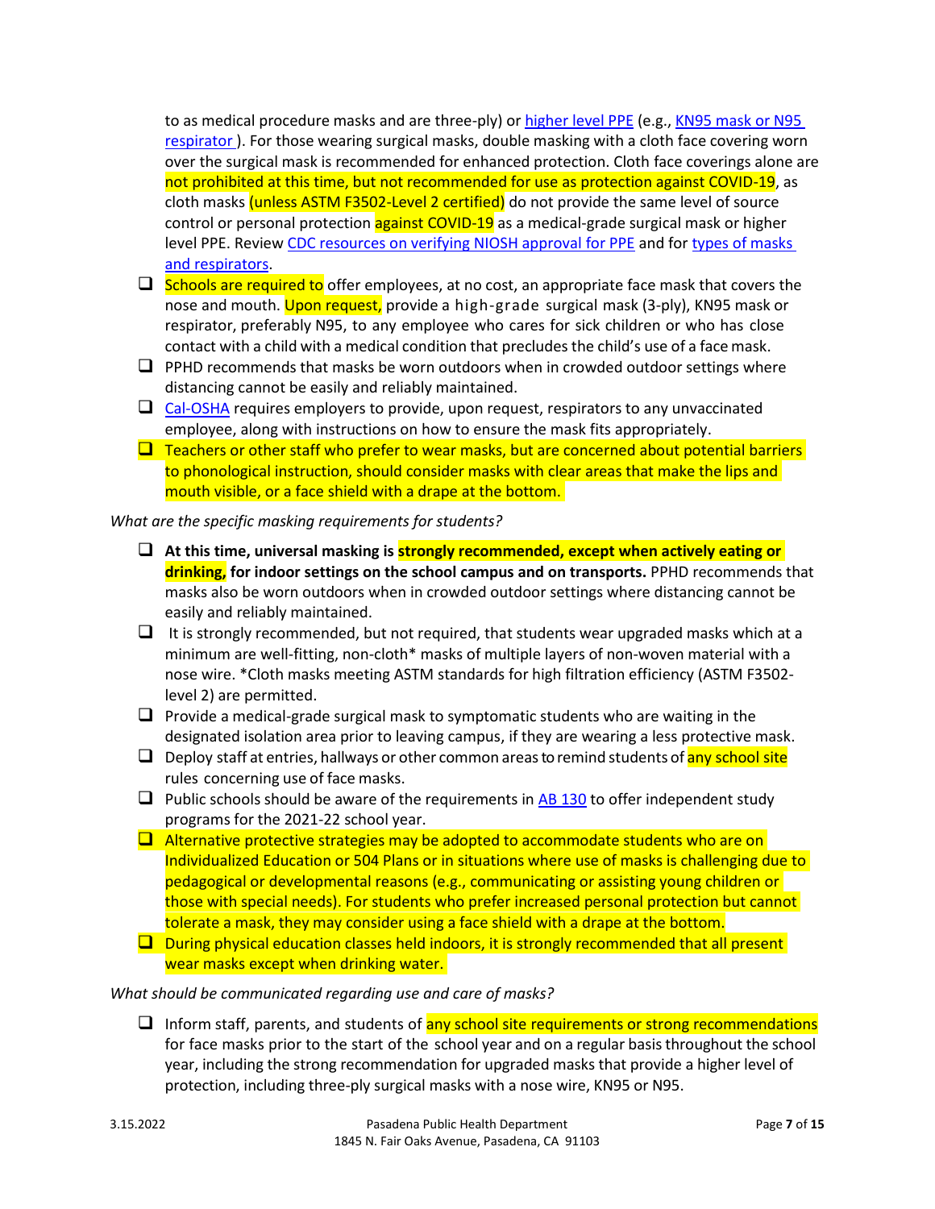to as medical procedure masks and are three-ply) or [higher level PPE](#) (e.g., [KN95 mask or N95 respirator](#)). For those wearing surgical masks, double masking with a cloth face covering worn over the surgical mask is recommended for enhanced protection. Cloth face coverings alone are not prohibited at this time, but not recommended for use as protection against COVID-19, as cloth masks (unless ASTM F3502-Level 2 certified) do not provide the same level of source control or personal protection against COVID-19 as a medical-grade surgical mask or higher level PPE. Review [CDC resources on verifying NIOSH approval for PPE](#) and for [types of masks and respirators](#).

- ☐ Schools are required to offer employees, at no cost, an appropriate face mask that covers the nose and mouth. Upon request, provide a high-grade surgical mask (3-ply), KN95 mask or respirator, preferably N95, to any employee who cares for sick children or who has close contact with a child with a medical condition that precludes the child's use of a face mask.
- ☐ PPHD recommends that masks be worn outdoors when in crowded outdoor settings where distancing cannot be easily and reliably maintained.
- ☐ [Cal-OSHA](#) requires employers to provide, upon request, respirators to any unvaccinated employee, along with instructions on how to ensure the mask fits appropriately.
- ☐ Teachers or other staff who prefer to wear masks, but are concerned about potential barriers to phonological instruction, should consider masks with clear areas that make the lips and mouth visible, or a face shield with a drape at the bottom.

*What are the specific masking requirements for students?*

- ☐ **At this time, universal masking is strongly recommended, except when actively eating or drinking, for indoor settings on the school campus and on transports.** PPHD recommends that masks also be worn outdoors when in crowded outdoor settings where distancing cannot be easily and reliably maintained.
- ☐ It is strongly recommended, but not required, that students wear upgraded masks which at a minimum are well-fitting, non-cloth* masks of multiple layers of non-woven material with a nose wire. *Cloth masks meeting ASTM standards for high filtration efficiency (ASTM F3502-level 2) are permitted.
- ☐ Provide a medical-grade surgical mask to symptomatic students who are waiting in the designated isolation area prior to leaving campus, if they are wearing a less protective mask.
- ☐ Deploy staff at entries, hallways or other common areas to remind students of any school site rules concerning use of face masks.
- ☐ Public schools should be aware of the requirements in [AB 130](#) to offer independent study programs for the 2021-22 school year.
- ☐ Alternative protective strategies may be adopted to accommodate students who are on Individualized Education or 504 Plans or in situations where use of masks is challenging due to pedagogical or developmental reasons (e.g., communicating or assisting young children or those with special needs). For students who prefer increased personal protection but cannot tolerate a mask, they may consider using a face shield with a drape at the bottom.
- ☐ During physical education classes held indoors, it is strongly recommended that all present wear masks except when drinking water.

*What should be communicated regarding use and care of masks?*

- ☐ Inform staff, parents, and students of any school site requirements or strong recommendations for face masks prior to the start of the school year and on a regular basis throughout the school year, including the strong recommendation for upgraded masks that provide a higher level of protection, including three-ply surgical masks with a nose wire, KN95 or N95.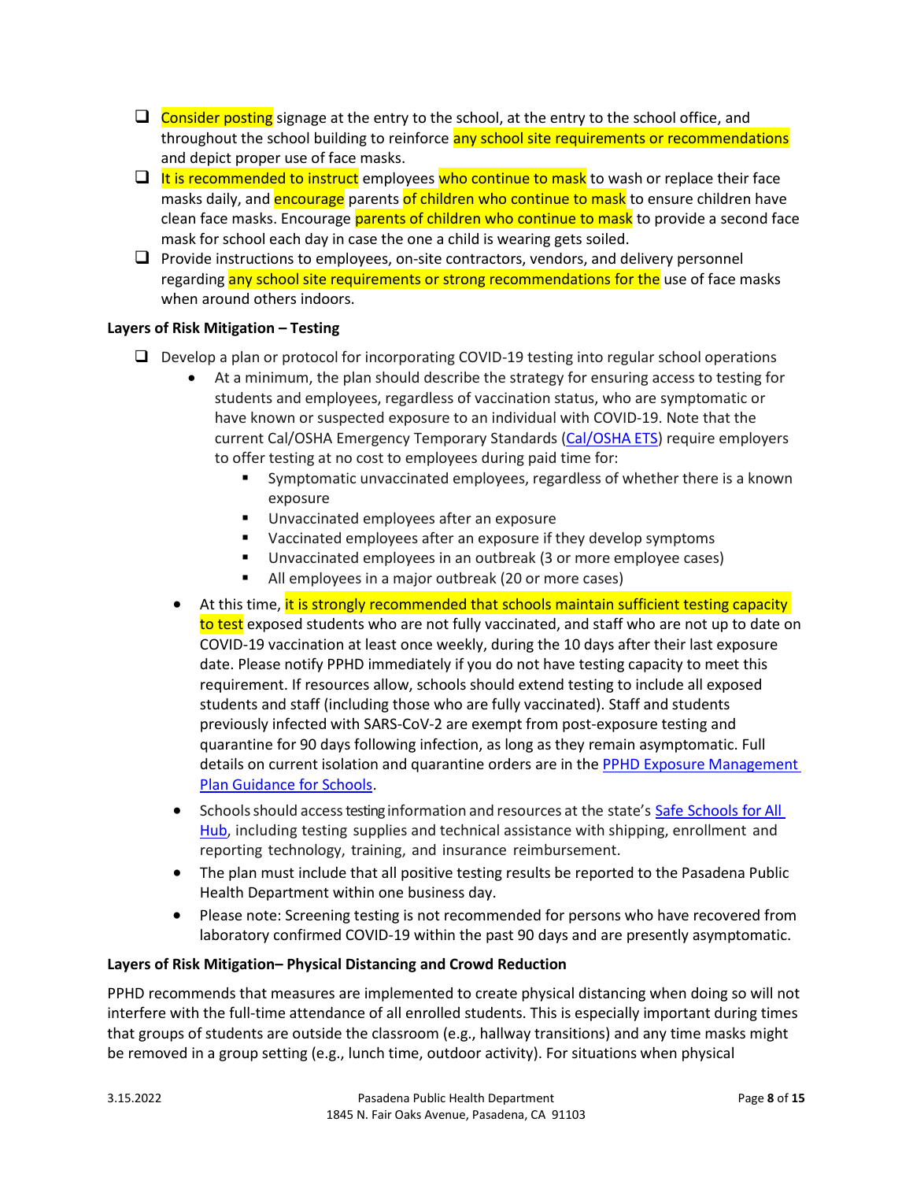- [ ] Consider posting signage at the entry to the school, at the entry to the school office, and throughout the school building to reinforce any school site requirements or recommendations and depict proper use of face masks.
- [ ] It is recommended to instruct employees who continue to mask to wash or replace their face masks daily, and encourage parents of children who continue to mask to ensure children have clean face masks. Encourage parents of children who continue to mask to provide a second face mask for school each day in case the one a child is wearing gets soiled.
- [ ] Provide instructions to employees, on-site contractors, vendors, and delivery personnel regarding any school site requirements or strong recommendations for the use of face masks when around others indoors.

**Layers of Risk Mitigation – Testing**

- [ ] Develop a plan or protocol for incorporating COVID-19 testing into regular school operations
  - At a minimum, the plan should describe the strategy for ensuring access to testing for students and employees, regardless of vaccination status, who are symptomatic or have known or suspected exposure to an individual with COVID-19. Note that the current Cal/OSHA Emergency Temporary Standards (Cal/OSHA ETS) require employers to offer testing at no cost to employees during paid time for:
    - Symptomatic unvaccinated employees, regardless of whether there is a known exposure
    - Unvaccinated employees after an exposure
    - Vaccinated employees after an exposure if they develop symptoms
    - Unvaccinated employees in an outbreak (3 or more employee cases)
    - All employees in a major outbreak (20 or more cases)
  - At this time, it is strongly recommended that schools maintain sufficient testing capacity to test exposed students who are not fully vaccinated, and staff who are not up to date on COVID-19 vaccination at least once weekly, during the 10 days after their last exposure date. Please notify PPHD immediately if you do not have testing capacity to meet this requirement. If resources allow, schools should extend testing to include all exposed students and staff (including those who are fully vaccinated). Staff and students previously infected with SARS-CoV-2 are exempt from post-exposure testing and quarantine for 90 days following infection, as long as they remain asymptomatic. Full details on current isolation and quarantine orders are in the PPHD Exposure Management Plan Guidance for Schools.
  - Schools should access testing information and resources at the state's Safe Schools for All Hub, including testing supplies and technical assistance with shipping, enrollment and reporting technology, training, and insurance reimbursement.
  - The plan must include that all positive testing results be reported to the Pasadena Public Health Department within one business day.
  - Please note: Screening testing is not recommended for persons who have recovered from laboratory confirmed COVID-19 within the past 90 days and are presently asymptomatic.

**Layers of Risk Mitigation– Physical Distancing and Crowd Reduction**

PPHD recommends that measures are implemented to create physical distancing when doing so will not interfere with the full-time attendance of all enrolled students. This is especially important during times that groups of students are outside the classroom (e.g., hallway transitions) and any time masks might be removed in a group setting (e.g., lunch time, outdoor activity). For situations when physical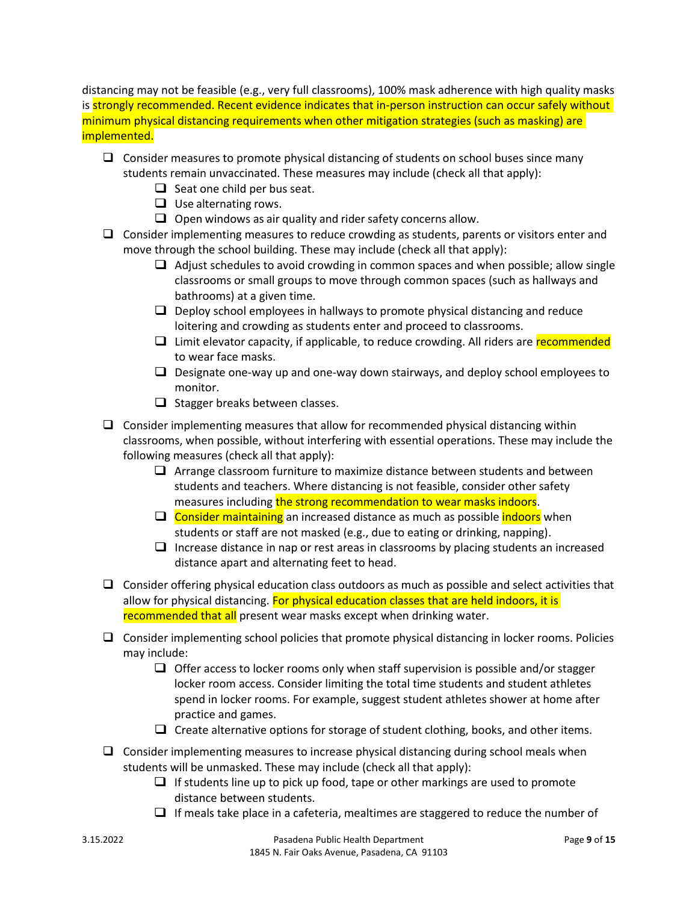distancing may not be feasible (e.g., very full classrooms), 100% mask adherence with high quality masks is strongly recommended. Recent evidence indicates that in-person instruction can occur safely without minimum physical distancing requirements when other mitigation strategies (such as masking) are implemented.

- ☐ Consider measures to promote physical distancing of students on school buses since many students remain unvaccinated. These measures may include (check all that apply):
    - ☐ Seat one child per bus seat.
    - ☐ Use alternating rows.
    - ☐ Open windows as air quality and rider safety concerns allow.
- ☐ Consider implementing measures to reduce crowding as students, parents or visitors enter and move through the school building. These may include (check all that apply):
    - ☐ Adjust schedules to avoid crowding in common spaces and when possible; allow single classrooms or small groups to move through common spaces (such as hallways and bathrooms) at a given time.
    - ☐ Deploy school employees in hallways to promote physical distancing and reduce loitering and crowding as students enter and proceed to classrooms.
    - ☐ Limit elevator capacity, if applicable, to reduce crowding. All riders are recommended to wear face masks.
    - ☐ Designate one-way up and one-way down stairways, and deploy school employees to monitor.
    - ☐ Stagger breaks between classes.
- ☐ Consider implementing measures that allow for recommended physical distancing within classrooms, when possible, without interfering with essential operations. These may include the following measures (check all that apply):
    - ☐ Arrange classroom furniture to maximize distance between students and between students and teachers. Where distancing is not feasible, consider other safety measures including the strong recommendation to wear masks indoors.
    - ☐ Consider maintaining an increased distance as much as possible indoors when students or staff are not masked (e.g., due to eating or drinking, napping).
    - ☐ Increase distance in nap or rest areas in classrooms by placing students an increased distance apart and alternating feet to head.
- ☐ Consider offering physical education class outdoors as much as possible and select activities that allow for physical distancing. For physical education classes that are held indoors, it is recommended that all present wear masks except when drinking water.
- ☐ Consider implementing school policies that promote physical distancing in locker rooms. Policies may include:
    - ☐ Offer access to locker rooms only when staff supervision is possible and/or stagger locker room access. Consider limiting the total time students and student athletes spend in locker rooms. For example, suggest student athletes shower at home after practice and games.
    - ☐ Create alternative options for storage of student clothing, books, and other items.
- ☐ Consider implementing measures to increase physical distancing during school meals when students will be unmasked. These may include (check all that apply):
    - ☐ If students line up to pick up food, tape or other markings are used to promote distance between students.
    - ☐ If meals take place in a cafeteria, mealtimes are staggered to reduce the number of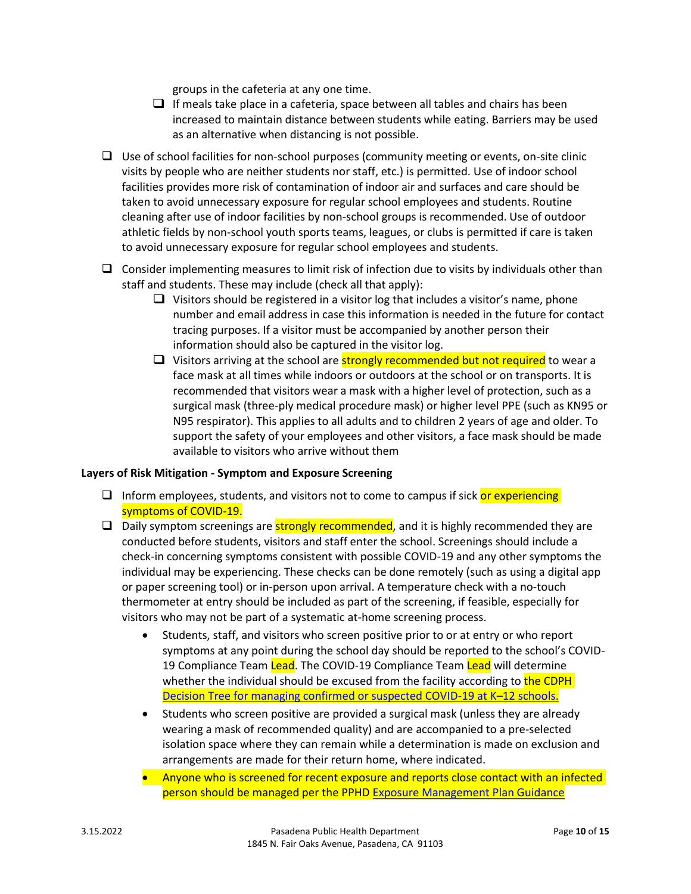groups in the cafeteria at any one time.

   - [ ] If meals take place in a cafeteria, space between all tables and chairs has been increased to maintain distance between students while eating. Barriers may be used as an alternative when distancing is not possible.

- [ ] Use of school facilities for non-school purposes (community meeting or events, on-site clinic visits by people who are neither students nor staff, etc.) is permitted. Use of indoor school facilities provides more risk of contamination of indoor air and surfaces and care should be taken to avoid unnecessary exposure for regular school employees and students. Routine cleaning after use of indoor facilities by non-school groups is recommended. Use of outdoor athletic fields by non-school youth sports teams, leagues, or clubs is permitted if care is taken to avoid unnecessary exposure for regular school employees and students.

- [ ] Consider implementing measures to limit risk of infection due to visits by individuals other than staff and students. These may include (check all that apply):
   - [ ] Visitors should be registered in a visitor log that includes a visitor's name, phone number and email address in case this information is needed in the future for contact tracing purposes. If a visitor must be accompanied by another person their information should also be captured in the visitor log.
   - [ ] Visitors arriving at the school are strongly recommended but not required to wear a face mask at all times while indoors or outdoors at the school or on transports. It is recommended that visitors wear a mask with a higher level of protection, such as a surgical mask (three-ply medical procedure mask) or higher level PPE (such as KN95 or N95 respirator). This applies to all adults and to children 2 years of age and older. To support the safety of your employees and other visitors, a face mask should be made available to visitors who arrive without them

**Layers of Risk Mitigation - Symptom and Exposure Screening**

- [ ] Inform employees, students, and visitors not to come to campus if sick or experiencing symptoms of COVID-19.
- [ ] Daily symptom screenings are strongly recommended, and it is highly recommended they are conducted before students, visitors and staff enter the school. Screenings should include a check-in concerning symptoms consistent with possible COVID-19 and any other symptoms the individual may be experiencing. These checks can be done remotely (such as using a digital app or paper screening tool) or in-person upon arrival. A temperature check with a no-touch thermometer at entry should be included as part of the screening, if feasible, especially for visitors who may not be part of a systematic at-home screening process.
   - Students, staff, and visitors who screen positive prior to or at entry or who report symptoms at any point during the school day should be reported to the school's COVID-19 Compliance Team Lead. The COVID-19 Compliance Team Lead will determine whether the individual should be excused from the facility according to the CDPH Decision Tree for managing confirmed or suspected COVID-19 at K–12 schools.
   - Students who screen positive are provided a surgical mask (unless they are already wearing a mask of recommended quality) and are accompanied to a pre-selected isolation space where they can remain while a determination is made on exclusion and arrangements are made for their return home, where indicated.
   - Anyone who is screened for recent exposure and reports close contact with an infected person should be managed per the PPHD Exposure Management Plan Guidance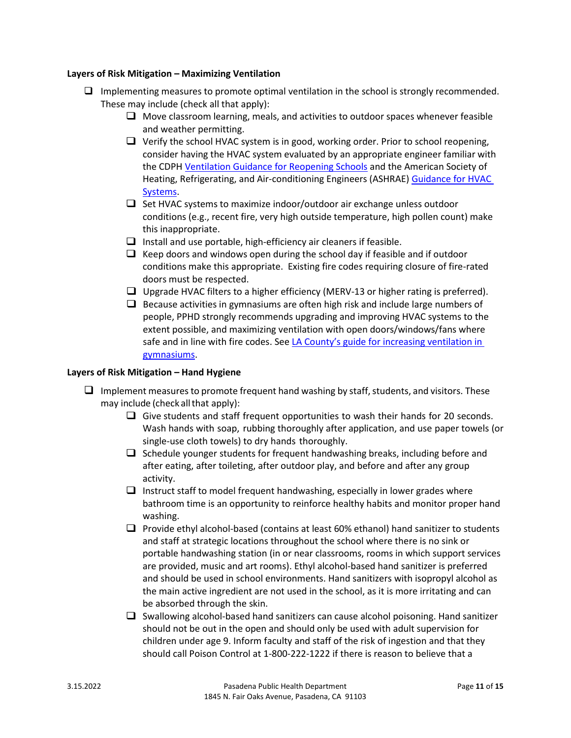**Layers of Risk Mitigation – Maximizing Ventilation**

- ❑ Implementing measures to promote optimal ventilation in the school is strongly recommended. These may include (check all that apply):
  - ❑ Move classroom learning, meals, and activities to outdoor spaces whenever feasible and weather permitting.
  - ❑ Verify the school HVAC system is in good, working order. Prior to school reopening, consider having the HVAC system evaluated by an appropriate engineer familiar with the CDPH [Ventilation Guidance for Reopening Schools]() and the American Society of Heating, Refrigerating, and Air-conditioning Engineers (ASHRAE) [Guidance for HVAC Systems]().
  - ❑ Set HVAC systems to maximize indoor/outdoor air exchange unless outdoor conditions (e.g., recent fire, very high outside temperature, high pollen count) make this inappropriate.
  - ❑ Install and use portable, high-efficiency air cleaners if feasible.
  - ❑ Keep doors and windows open during the school day if feasible and if outdoor conditions make this appropriate. Existing fire codes requiring closure of fire-rated doors must be respected.
  - ❑ Upgrade HVAC filters to a higher efficiency (MERV-13 or higher rating is preferred).
  - ❑ Because activities in gymnasiums are often high risk and include large numbers of people, PPHD strongly recommends upgrading and improving HVAC systems to the extent possible, and maximizing ventilation with open doors/windows/fans where safe and in line with fire codes. See [LA County's guide for increasing ventilation in gymnasiums]().

**Layers of Risk Mitigation – Hand Hygiene**

- ❑ Implement measures to promote frequent hand washing by staff, students, and visitors. These may include (check all that apply):
  - ❑ Give students and staff frequent opportunities to wash their hands for 20 seconds. Wash hands with soap, rubbing thoroughly after application, and use paper towels (or single-use cloth towels) to dry hands thoroughly.
  - ❑ Schedule younger students for frequent handwashing breaks, including before and after eating, after toileting, after outdoor play, and before and after any group activity.
  - ❑ Instruct staff to model frequent handwashing, especially in lower grades where bathroom time is an opportunity to reinforce healthy habits and monitor proper hand washing.
  - ❑ Provide ethyl alcohol-based (contains at least 60% ethanol) hand sanitizer to students and staff at strategic locations throughout the school where there is no sink or portable handwashing station (in or near classrooms, rooms in which support services are provided, music and art rooms). Ethyl alcohol-based hand sanitizer is preferred and should be used in school environments. Hand sanitizers with isopropyl alcohol as the main active ingredient are not used in the school, as it is more irritating and can be absorbed through the skin.
  - ❑ Swallowing alcohol-based hand sanitizers can cause alcohol poisoning. Hand sanitizer should not be out in the open and should only be used with adult supervision for children under age 9. Inform faculty and staff of the risk of ingestion and that they should call Poison Control at 1-800-222-1222 if there is reason to believe that a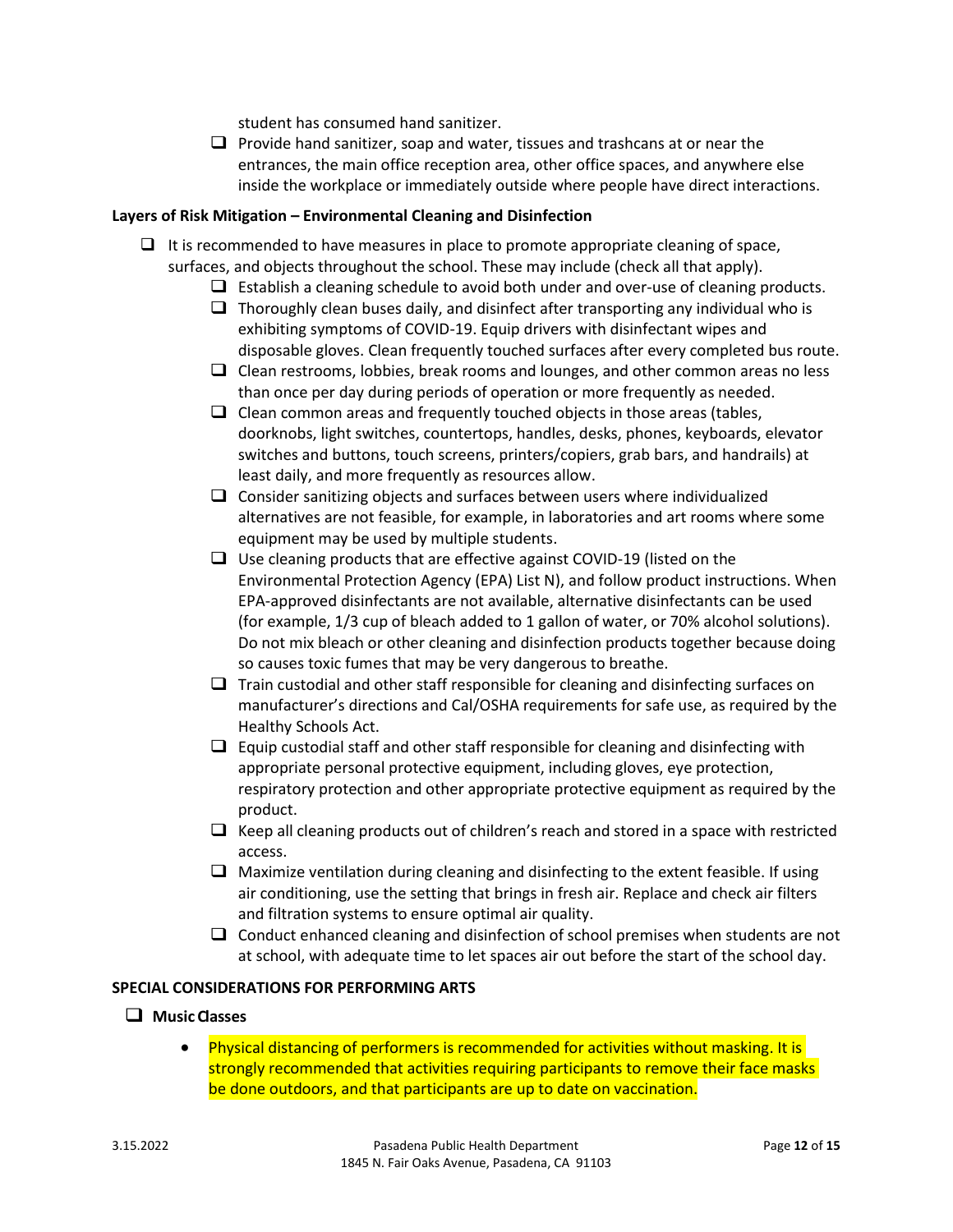student has consumed hand sanitizer.

- ☐ Provide hand sanitizer, soap and water, tissues and trashcans at or near the entrances, the main office reception area, other office spaces, and anywhere else inside the workplace or immediately outside where people have direct interactions.

**Layers of Risk Mitigation – Environmental Cleaning and Disinfection**

- ☐ It is recommended to have measures in place to promote appropriate cleaning of space, surfaces, and objects throughout the school. These may include (check all that apply).
    - ☐ Establish a cleaning schedule to avoid both under and over-use of cleaning products.
    - ☐ Thoroughly clean buses daily, and disinfect after transporting any individual who is exhibiting symptoms of COVID-19. Equip drivers with disinfectant wipes and disposable gloves. Clean frequently touched surfaces after every completed bus route.
    - ☐ Clean restrooms, lobbies, break rooms and lounges, and other common areas no less than once per day during periods of operation or more frequently as needed.
    - ☐ Clean common areas and frequently touched objects in those areas (tables, doorknobs, light switches, countertops, handles, desks, phones, keyboards, elevator switches and buttons, touch screens, printers/copiers, grab bars, and handrails) at least daily, and more frequently as resources allow.
    - ☐ Consider sanitizing objects and surfaces between users where individualized alternatives are not feasible, for example, in laboratories and art rooms where some equipment may be used by multiple students.
    - ☐ Use cleaning products that are effective against COVID-19 (listed on the Environmental Protection Agency (EPA) List N), and follow product instructions. When EPA-approved disinfectants are not available, alternative disinfectants can be used (for example, 1/3 cup of bleach added to 1 gallon of water, or 70% alcohol solutions). Do not mix bleach or other cleaning and disinfection products together because doing so causes toxic fumes that may be very dangerous to breathe.
    - ☐ Train custodial and other staff responsible for cleaning and disinfecting surfaces on manufacturer's directions and Cal/OSHA requirements for safe use, as required by the Healthy Schools Act.
    - ☐ Equip custodial staff and other staff responsible for cleaning and disinfecting with appropriate personal protective equipment, including gloves, eye protection, respiratory protection and other appropriate protective equipment as required by the product.
    - ☐ Keep all cleaning products out of children's reach and stored in a space with restricted access.
    - ☐ Maximize ventilation during cleaning and disinfecting to the extent feasible. If using air conditioning, use the setting that brings in fresh air. Replace and check air filters and filtration systems to ensure optimal air quality.
    - ☐ Conduct enhanced cleaning and disinfection of school premises when students are not at school, with adequate time to let spaces air out before the start of the school day.

**SPECIAL CONSIDERATIONS FOR PERFORMING ARTS**

- ☐ **Music Classes**
    - Physical distancing of performers is recommended for activities without masking. It is strongly recommended that activities requiring participants to remove their face masks be done outdoors, and that participants are up to date on vaccination.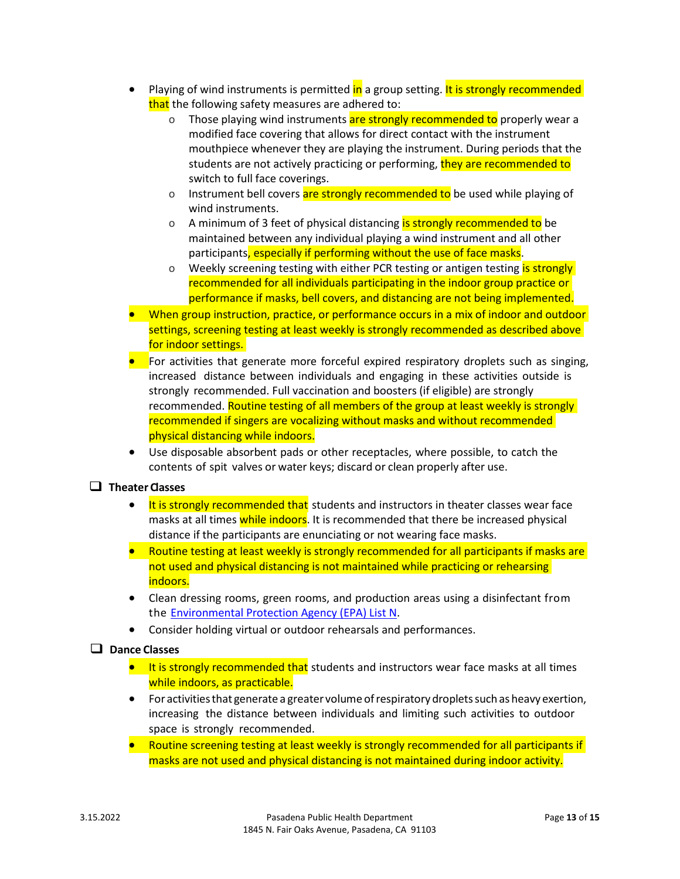- Playing of wind instruments is permitted in a group setting. It is strongly recommended that the following safety measures are adhered to:
  - Those playing wind instruments are strongly recommended to properly wear a modified face covering that allows for direct contact with the instrument mouthpiece whenever they are playing the instrument. During periods that the students are not actively practicing or performing, they are recommended to switch to full face coverings.
  - Instrument bell covers are strongly recommended to be used while playing of wind instruments.
  - A minimum of 3 feet of physical distancing is strongly recommended to be maintained between any individual playing a wind instrument and all other participants, especially if performing without the use of face masks.
  - Weekly screening testing with either PCR testing or antigen testing is strongly recommended for all individuals participating in the indoor group practice or performance if masks, bell covers, and distancing are not being implemented.
- When group instruction, practice, or performance occurs in a mix of indoor and outdoor settings, screening testing at least weekly is strongly recommended as described above for indoor settings.
- For activities that generate more forceful expired respiratory droplets such as singing, increased distance between individuals and engaging in these activities outside is strongly recommended. Full vaccination and boosters (if eligible) are strongly recommended. Routine testing of all members of the group at least weekly is strongly recommended if singers are vocalizing without masks and without recommended physical distancing while indoors.
- Use disposable absorbent pads or other receptacles, where possible, to catch the contents of spit valves or water keys; discard or clean properly after use.

❑ **Theater Classes**

- It is strongly recommended that students and instructors in theater classes wear face masks at all times while indoors. It is recommended that there be increased physical distance if the participants are enunciating or not wearing face masks.
- Routine testing at least weekly is strongly recommended for all participants if masks are not used and physical distancing is not maintained while practicing or rehearsing indoors.
- Clean dressing rooms, green rooms, and production areas using a disinfectant from the Environmental Protection Agency (EPA) List N.
- Consider holding virtual or outdoor rehearsals and performances.

❑ **Dance Classes**

- It is strongly recommended that students and instructors wear face masks at all times while indoors, as practicable.
- For activities that generate a greater volume of respiratory droplets such as heavy exertion, increasing the distance between individuals and limiting such activities to outdoor space is strongly recommended.
- Routine screening testing at least weekly is strongly recommended for all participants if masks are not used and physical distancing is not maintained during indoor activity.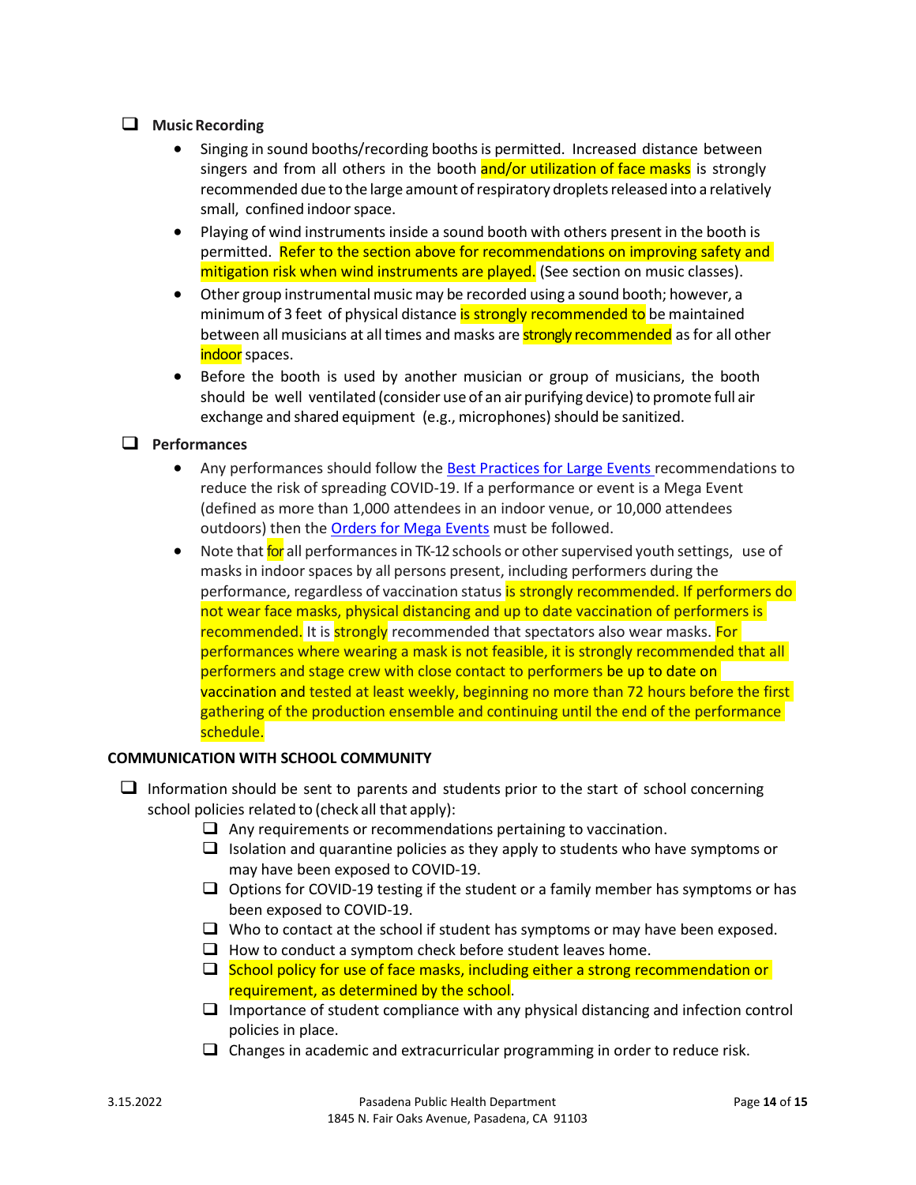- [ ] **Music Recording**
  - Singing in sound booths/recording booths is permitted. Increased distance between singers and from all others in the booth and/or utilization of face masks is strongly recommended due to the large amount of respiratory droplets released into a relatively small, confined indoor space.
  - Playing of wind instruments inside a sound booth with others present in the booth is permitted. Refer to the section above for recommendations on improving safety and mitigation risk when wind instruments are played. (See section on music classes).
  - Other group instrumental music may be recorded using a sound booth; however, a minimum of 3 feet of physical distance is strongly recommended to be maintained between all musicians at all times and masks are strongly recommended as for all other indoor spaces.
  - Before the booth is used by another musician or group of musicians, the booth should be well ventilated (consider use of an air purifying device) to promote full air exchange and shared equipment (e.g., microphones) should be sanitized.
- [ ] **Performances**
  - Any performances should follow the [Best Practices for Large Events](#) recommendations to reduce the risk of spreading COVID-19. If a performance or event is a Mega Event (defined as more than 1,000 attendees in an indoor venue, or 10,000 attendees outdoors) then the [Orders for Mega Events](#) must be followed.
  - Note that for all performances in TK-12 schools or other supervised youth settings, use of masks in indoor spaces by all persons present, including performers during the performance, regardless of vaccination status is strongly recommended. If performers do not wear face masks, physical distancing and up to date vaccination of performers is recommended. It is strongly recommended that spectators also wear masks. For performances where wearing a mask is not feasible, it is strongly recommended that all performers and stage crew with close contact to performers be up to date on vaccination and tested at least weekly, beginning no more than 72 hours before the first gathering of the production ensemble and continuing until the end of the performance schedule.

**COMMUNICATION WITH SCHOOL COMMUNITY**

- [ ] Information should be sent to parents and students prior to the start of school concerning school policies related to (check all that apply):
  - [ ] Any requirements or recommendations pertaining to vaccination.
  - [ ] Isolation and quarantine policies as they apply to students who have symptoms or may have been exposed to COVID-19.
  - [ ] Options for COVID-19 testing if the student or a family member has symptoms or has been exposed to COVID-19.
  - [ ] Who to contact at the school if student has symptoms or may have been exposed.
  - [ ] How to conduct a symptom check before student leaves home.
  - [ ] School policy for use of face masks, including either a strong recommendation or requirement, as determined by the school.
  - [ ] Importance of student compliance with any physical distancing and infection control policies in place.
  - [ ] Changes in academic and extracurricular programming in order to reduce risk.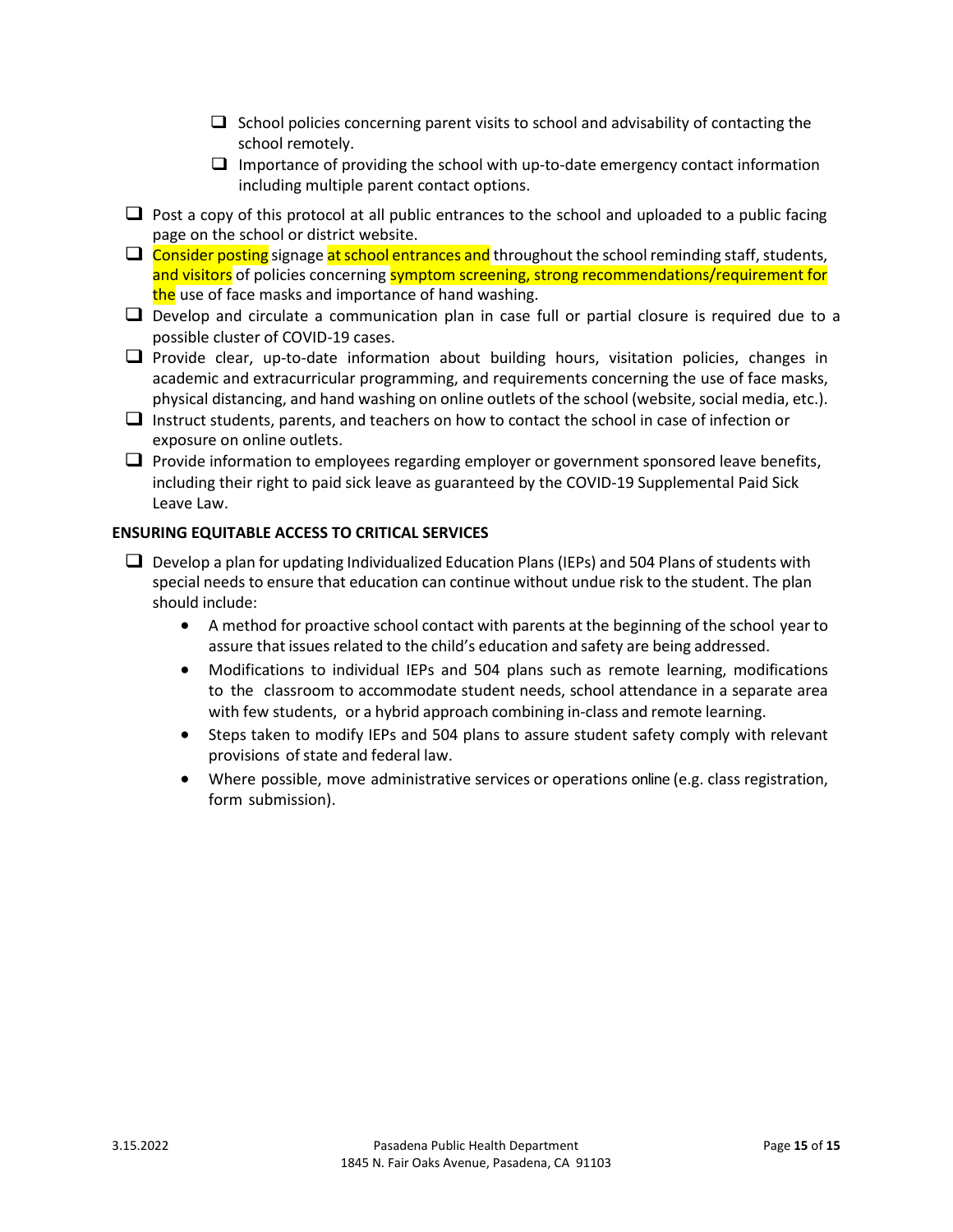- ☐ School policies concerning parent visits to school and advisability of contacting the school remotely.
- ☐ Importance of providing the school with up-to-date emergency contact information including multiple parent contact options.

- ☐ Post a copy of this protocol at all public entrances to the school and uploaded to a public facing page on the school or district website.
- ☐ Consider posting signage at school entrances and throughout the school reminding staff, students, and visitors of policies concerning symptom screening, strong recommendations/requirement for the use of face masks and importance of hand washing.
- ☐ Develop and circulate a communication plan in case full or partial closure is required due to a possible cluster of COVID-19 cases.
- ☐ Provide clear, up-to-date information about building hours, visitation policies, changes in academic and extracurricular programming, and requirements concerning the use of face masks, physical distancing, and hand washing on online outlets of the school (website, social media, etc.).
- ☐ Instruct students, parents, and teachers on how to contact the school in case of infection or exposure on online outlets.
- ☐ Provide information to employees regarding employer or government sponsored leave benefits, including their right to paid sick leave as guaranteed by the COVID-19 Supplemental Paid Sick Leave Law.

**ENSURING EQUITABLE ACCESS TO CRITICAL SERVICES**

- ☐ Develop a plan for updating Individualized Education Plans (IEPs) and 504 Plans of students with special needs to ensure that education can continue without undue risk to the student. The plan should include:
  - A method for proactive school contact with parents at the beginning of the school year to assure that issues related to the child's education and safety are being addressed.
  - Modifications to individual IEPs and 504 plans such as remote learning, modifications to the classroom to accommodate student needs, school attendance in a separate area with few students, or a hybrid approach combining in-class and remote learning.
  - Steps taken to modify IEPs and 504 plans to assure student safety comply with relevant provisions of state and federal law.
  - Where possible, move administrative services or operations online (e.g. class registration, form submission).